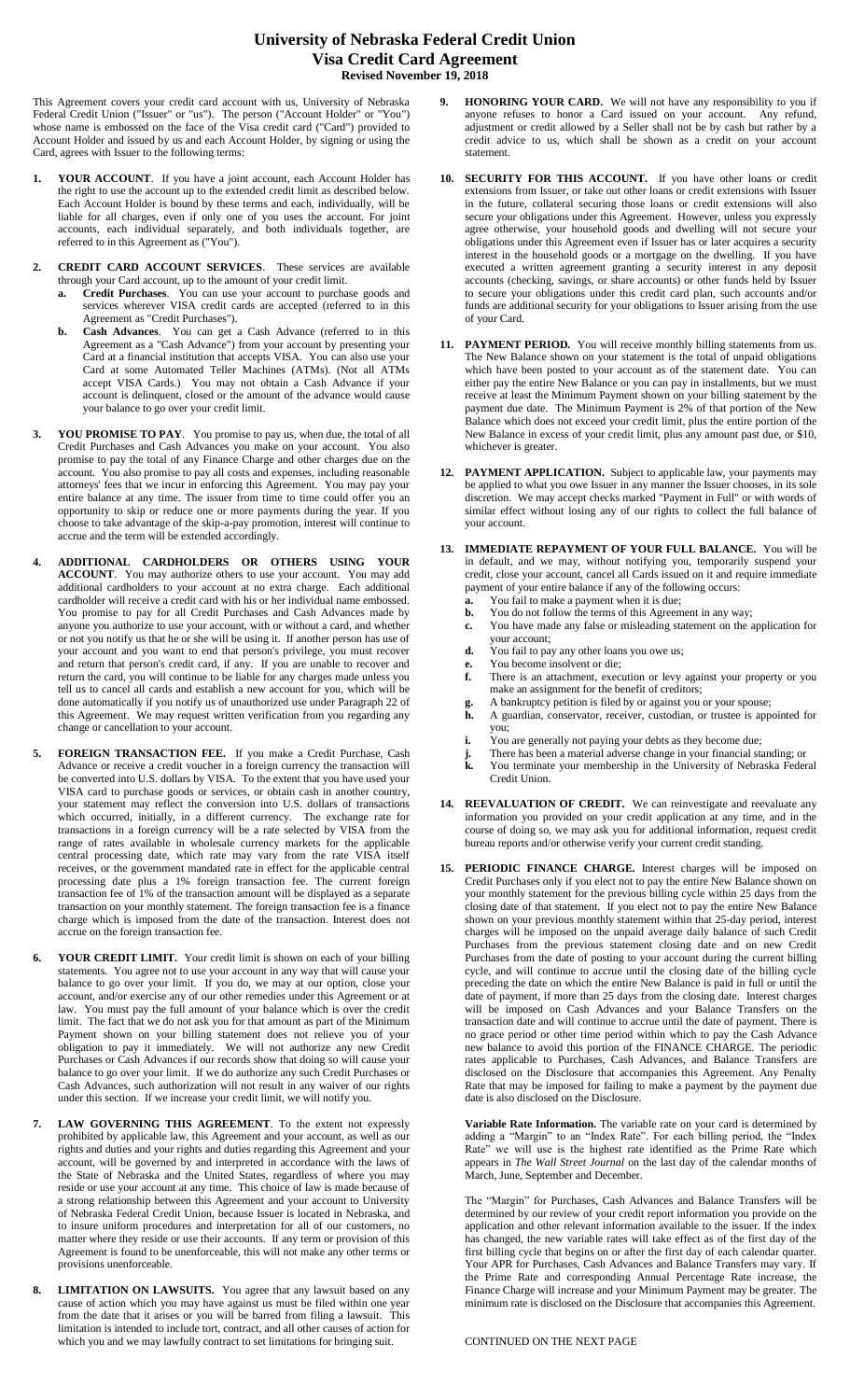# University of Nebraska Federal Credit Union
# Visa Credit Card Agreement
**Revised November 19, 2018**

This Agreement covers your credit card account with us, University of Nebraska Federal Credit Union ("Issuer" or "us"). The person ("Account Holder" or "You") whose name is embossed on the face of the Visa credit card ("Card") provided to Account Holder and issued by us and each Account Holder, by signing or using the Card, agrees with Issuer to the following terms:

1. **YOUR ACCOUNT**. If you have a joint account, each Account Holder has the right to use the account up to the extended credit limit as described below. Each Account Holder is bound by these terms and each, individually, will be liable for all charges, even if only one of you uses the account. For joint accounts, each individual separately, and both individuals together, are referred to in this Agreement as ("You").

2. **CREDIT CARD ACCOUNT SERVICES**. These services are available through your Card account, up to the amount of your credit limit.
   - a. **Credit Purchases**. You can use your account to purchase goods and services wherever VISA credit cards are accepted (referred to in this Agreement as "Credit Purchases").
   - b. **Cash Advances**. You can get a Cash Advance (referred to in this Agreement as a "Cash Advance") from your account by presenting your Card at a financial institution that accepts VISA. You can also use your Card at some Automated Teller Machines (ATMs). (Not all ATMs accept VISA Cards.) You may not obtain a Cash Advance if your account is delinquent, closed or the amount of the advance would cause your balance to go over your credit limit.

3. **YOU PROMISE TO PAY**. You promise to pay us, when due, the total of all Credit Purchases and Cash Advances you make on your account. You also promise to pay the total of any Finance Charge and other charges due on the account. You also promise to pay all costs and expenses, including reasonable attorneys' fees that we incur in enforcing this Agreement. You may pay your entire balance at any time. The issuer from time to time could offer you an opportunity to skip or reduce one or more payments during the year. If you choose to take advantage of the skip-a-pay promotion, interest will continue to accrue and the term will be extended accordingly.

4. **ADDITIONAL CARDHOLDERS OR OTHERS USING YOUR ACCOUNT**. You may authorize others to use your account. You may add additional cardholders to your account at no extra charge. Each additional cardholder will receive a credit card with his or her individual name embossed. You promise to pay for all Credit Purchases and Cash Advances made by anyone you authorize to use your account, with or without a card, and whether or not you notify us that he or she will be using it. If another person has use of your account and you want to end that person's privilege, you must recover and return that person's credit card, if any. If you are unable to recover and return the card, you will continue to be liable for any charges made unless you tell us to cancel all cards and establish a new account for you, which will be done automatically if you notify us of unauthorized use under Paragraph 22 of this Agreement. We may request written verification from you regarding any change or cancellation to your account.

5. **FOREIGN TRANSACTION FEE.** If you make a Credit Purchase, Cash Advance or receive a credit voucher in a foreign currency the transaction will be converted into U.S. dollars by VISA. To the extent that you have used your VISA card to purchase goods or services, or obtain cash in another country, your statement may reflect the conversion into U.S. dollars of transactions which occurred, initially, in a different currency. The exchange rate for transactions in a foreign currency will be a rate selected by VISA from the range of rates available in wholesale currency markets for the applicable central processing date, which rate may vary from the rate VISA itself receives, or the government mandated rate in effect for the applicable central processing date plus a 1% foreign transaction fee. The current foreign transaction fee of 1% of the transaction amount will be displayed as a separate transaction on your monthly statement. The foreign transaction fee is a finance charge which is imposed from the date of the transaction. Interest does not accrue on the foreign transaction fee.

6. **YOUR CREDIT LIMIT.** Your credit limit is shown on each of your billing statements. You agree not to use your account in any way that will cause your balance to go over your limit. If you do, we may at our option, close your account, and/or exercise any of our other remedies under this Agreement or at law. You must pay the full amount of your balance which is over the credit limit. The fact that we do not ask you for that amount as part of the Minimum Payment shown on your billing statement does not relieve you of your obligation to pay it immediately. We will not authorize any new Credit Purchases or Cash Advances if our records show that doing so will cause your balance to go over your limit. If we do authorize any such Credit Purchases or Cash Advances, such authorization will not result in any waiver of our rights under this section. If we increase your credit limit, we will notify you.

7. **LAW GOVERNING THIS AGREEMENT**. To the extent not expressly prohibited by applicable law, this Agreement and your account, as well as our rights and duties and your rights and duties regarding this Agreement and your account, will be governed by and interpreted in accordance with the laws of the State of Nebraska and the United States, regardless of where you may reside or use your account at any time. This choice of law is made because of a strong relationship between this Agreement and your account to University of Nebraska Federal Credit Union, because Issuer is located in Nebraska, and to insure uniform procedures and interpretation for all of our customers, no matter where they reside or use their accounts. If any term or provision of this Agreement is found to be unenforceable, this will not make any other terms or provisions unenforceable.

8. **LIMITATION ON LAWSUITS.** You agree that any lawsuit based on any cause of action which you may have against us must be filed within one year from the date that it arises or you will be barred from filing a lawsuit. This limitation is intended to include tort, contract, and all other causes of action for which you and we may lawfully contract to set limitations for bringing suit.

9. **HONORING YOUR CARD.** We will not have any responsibility to you if anyone refuses to honor a Card issued on your account. Any refund, adjustment or credit allowed by a Seller shall not be by cash but rather by a credit advice to us, which shall be shown as a credit on your account statement.

10. **SECURITY FOR THIS ACCOUNT.** If you have other loans or credit extensions from Issuer, or take out other loans or credit extensions with Issuer in the future, collateral securing those loans or credit extensions will also secure your obligations under this Agreement. However, unless you expressly agree otherwise, your household goods and dwelling will not secure your obligations under this Agreement even if Issuer has or later acquires a security interest in the household goods or a mortgage on the dwelling. If you have executed a written agreement granting a security interest in any deposit accounts (checking, savings, or share accounts) or other funds held by Issuer to secure your obligations under this credit card plan, such accounts and/or funds are additional security for your obligations to Issuer arising from the use of your Card.

11. **PAYMENT PERIOD.** You will receive monthly billing statements from us. The New Balance shown on your statement is the total of unpaid obligations which have been posted to your account as of the statement date. You can either pay the entire New Balance or you can pay in installments, but we must receive at least the Minimum Payment shown on your billing statement by the payment due date. The Minimum Payment is 2% of that portion of the New Balance which does not exceed your credit limit, plus the entire portion of the New Balance in excess of your credit limit, plus any amount past due, or $10, whichever is greater.

12. **PAYMENT APPLICATION.** Subject to applicable law, your payments may be applied to what you owe Issuer in any manner the Issuer chooses, in its sole discretion. We may accept checks marked "Payment in Full" or with words of similar effect without losing any of our rights to collect the full balance of your account.

13. **IMMEDIATE REPAYMENT OF YOUR FULL BALANCE.** You will be in default, and we may, without notifying you, temporarily suspend your credit, close your account, cancel all Cards issued on it and require immediate payment of your entire balance if any of the following occurs:
    - a. You fail to make a payment when it is due;
    - b. You do not follow the terms of this Agreement in any way;
    - c. You have made any false or misleading statement on the application for your account;
    - d. You fail to pay any other loans you owe us;
    - e. You become insolvent or die;
    - f. There is an attachment, execution or levy against your property or you make an assignment for the benefit of creditors;
    - g. A bankruptcy petition is filed by or against you or your spouse;
    - h. A guardian, conservator, receiver, custodian, or trustee is appointed for you;
    - i. You are generally not paying your debts as they become due;
    - j. There has been a material adverse change in your financial standing; or
    - k. You terminate your membership in the University of Nebraska Federal Credit Union.

14. **REEVALUATION OF CREDIT.** We can reinvestigate and reevaluate any information you provided on your credit application at any time, and in the course of doing so, we may ask you for additional information, request credit bureau reports and/or otherwise verify your current credit standing.

15. **PERIODIC FINANCE CHARGE.** Interest charges will be imposed on Credit Purchases only if you elect not to pay the entire New Balance shown on your monthly statement for the previous billing cycle within 25 days from the closing date of that statement. If you elect not to pay the entire New Balance shown on your previous monthly statement within that 25-day period, interest charges will be imposed on the unpaid average daily balance of such Credit Purchases from the previous statement closing date and on new Credit Purchases from the date of posting to your account during the current billing cycle, and will continue to accrue until the closing date of the billing cycle preceding the date on which the entire New Balance is paid in full or until the date of payment, if more than 25 days from the closing date. Interest charges will be imposed on Cash Advances and your Balance Transfers on the transaction date and will continue to accrue until the date of payment. There is no grace period or other time period within which to pay the Cash Advance new balance to avoid this portion of the FINANCE CHARGE. The periodic rates applicable to Purchases, Cash Advances, and Balance Transfers are disclosed on the Disclosure that accompanies this Agreement. Any Penalty Rate that may be imposed for failing to make a payment by the payment due date is also disclosed on the Disclosure.

    **Variable Rate Information.** The variable rate on your card is determined by adding a "Margin" to an "Index Rate". For each billing period, the "Index Rate" we will use is the highest rate identified as the Prime Rate which appears in *The Wall Street Journal* on the last day of the calendar months of March, June, September and December.

    The "Margin" for Purchases, Cash Advances and Balance Transfers will be determined by our review of your credit report information you provide on the application and other relevant information available to the issuer. If the index has changed, the new variable rates will take effect as of the first day of the first billing cycle that begins on or after the first day of each calendar quarter. Your APR for Purchases, Cash Advances and Balance Transfers may vary. If the Prime Rate and corresponding Annual Percentage Rate increase, the Finance Charge will increase and your Minimum Payment may be greater. The minimum rate is disclosed on the Disclosure that accompanies this Agreement.

CONTINUED ON THE NEXT PAGE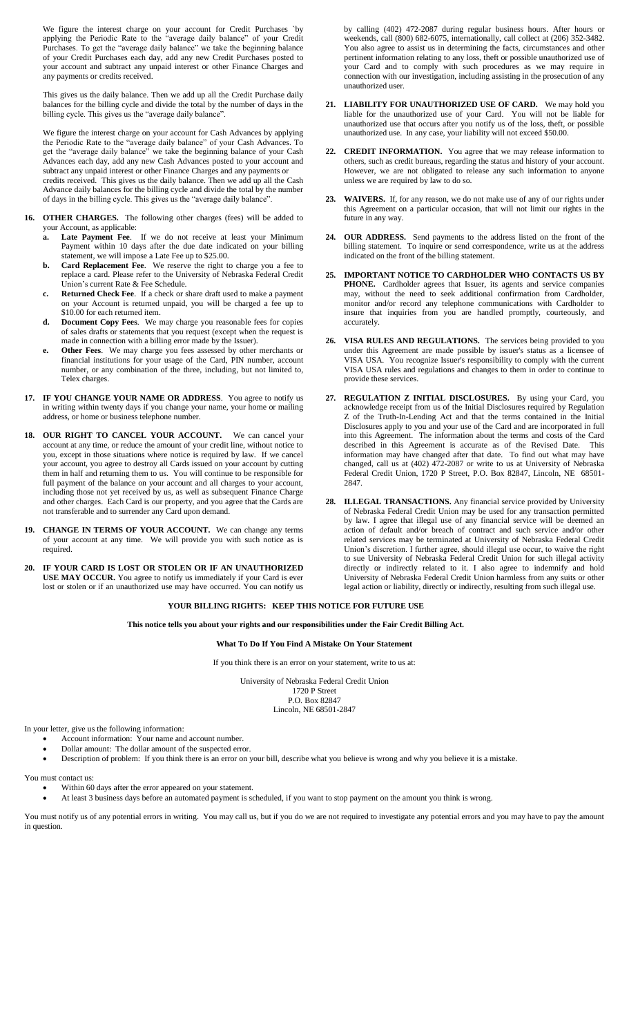We figure the interest charge on your account for Credit Purchases `by applying the Periodic Rate to the "average daily balance" of your Credit Purchases. To get the "average daily balance" we take the beginning balance of your Credit Purchases each day, add any new Credit Purchases posted to your account and subtract any unpaid interest or other Finance Charges and any payments or credits received.

This gives us the daily balance. Then we add up all the Credit Purchase daily balances for the billing cycle and divide the total by the number of days in the billing cycle. This gives us the "average daily balance".

We figure the interest charge on your account for Cash Advances by applying the Periodic Rate to the "average daily balance" of your Cash Advances. To get the "average daily balance" we take the beginning balance of your Cash Advances each day, add any new Cash Advances posted to your account and subtract any unpaid interest or other Finance Charges and any payments or credits received. This gives us the daily balance. Then we add up all the Cash Advance daily balances for the billing cycle and divide the total by the number of days in the billing cycle. This gives us the "average daily balance".

16. **OTHER CHARGES.** The following other charges (fees) will be added to your Account, as applicable:
    a. **Late Payment Fee**. If we do not receive at least your Minimum Payment within 10 days after the due date indicated on your billing statement, we will impose a Late Fee up to $25.00.
    b. **Card Replacement Fee**. We reserve the right to charge you a fee to replace a card. Please refer to the University of Nebraska Federal Credit Union's current Rate & Fee Schedule.
    c. **Returned Check Fee**. If a check or share draft used to make a payment on your Account is returned unpaid, you will be charged a fee up to $10.00 for each returned item.
    d. **Document Copy Fees**. We may charge you reasonable fees for copies of sales drafts or statements that you request (except when the request is made in connection with a billing error made by the Issuer).
    e. **Other Fees**. We may charge you fees assessed by other merchants or financial institutions for your usage of the Card, PIN number, account number, or any combination of the three, including, but not limited to, Telex charges.

17. **IF YOU CHANGE YOUR NAME OR ADDRESS**. You agree to notify us in writing within twenty days if you change your name, your home or mailing address, or home or business telephone number.

18. **OUR RIGHT TO CANCEL YOUR ACCOUNT.** We can cancel your account at any time, or reduce the amount of your credit line, without notice to you, except in those situations where notice is required by law. If we cancel your account, you agree to destroy all Cards issued on your account by cutting them in half and returning them to us. You will continue to be responsible for full payment of the balance on your account and all charges to your account, including those not yet received by us, as well as subsequent Finance Charge and other charges. Each Card is our property, and you agree that the Cards are not transferable and to surrender any Card upon demand.

19. **CHANGE IN TERMS OF YOUR ACCOUNT.** We can change any terms of your account at any time. We will provide you with such notice as is required.

20. **IF YOUR CARD IS LOST OR STOLEN OR IF AN UNAUTHORIZED USE MAY OCCUR.** You agree to notify us immediately if your Card is ever lost or stolen or if an unauthorized use may have occurred. You can notify us by calling (402) 472-2087 during regular business hours. After hours or weekends, call (800) 682-6075, internationally, call collect at (206) 352-3482. You also agree to assist us in determining the facts, circumstances and other pertinent information relating to any loss, theft or possible unauthorized use of your Card and to comply with such procedures as we may require in connection with our investigation, including assisting in the prosecution of any unauthorized user.

21. **LIABILITY FOR UNAUTHORIZED USE OF CARD.** We may hold you liable for the unauthorized use of your Card. You will not be liable for unauthorized use that occurs after you notify us of the loss, theft, or possible unauthorized use. In any case, your liability will not exceed $50.00.

22. **CREDIT INFORMATION.** You agree that we may release information to others, such as credit bureaus, regarding the status and history of your account. However, we are not obligated to release any such information to anyone unless we are required by law to do so.

23. **WAIVERS.** If, for any reason, we do not make use of any of our rights under this Agreement on a particular occasion, that will not limit our rights in the future in any way.

24. **OUR ADDRESS.** Send payments to the address listed on the front of the billing statement. To inquire or send correspondence, write us at the address indicated on the front of the billing statement.

25. **IMPORTANT NOTICE TO CARDHOLDER WHO CONTACTS US BY PHONE.** Cardholder agrees that Issuer, its agents and service companies may, without the need to seek additional confirmation from Cardholder, monitor and/or record any telephone communications with Cardholder to insure that inquiries from you are handled promptly, courteously, and accurately.

26. **VISA RULES AND REGULATIONS.** The services being provided to you under this Agreement are made possible by issuer's status as a licensee of VISA USA. You recognize Issuer's responsibility to comply with the current VISA USA rules and regulations and changes to them in order to continue to provide these services.

27. **REGULATION Z INITIAL DISCLOSURES.** By using your Card, you acknowledge receipt from us of the Initial Disclosures required by Regulation Z of the Truth-In-Lending Act and that the terms contained in the Initial Disclosures apply to you and your use of the Card and are incorporated in full into this Agreement. The information about the terms and costs of the Card described in this Agreement is accurate as of the Revised Date. This information may have changed after that date. To find out what may have changed, call us at (402) 472-2087 or write to us at University of Nebraska Federal Credit Union, 1720 P Street, P.O. Box 82847, Lincoln, NE 68501-2847.

28. **ILLEGAL TRANSACTIONS.** Any financial service provided by University of Nebraska Federal Credit Union may be used for any transaction permitted by law. I agree that illegal use of any financial service will be deemed an action of default and/or breach of contract and such service and/or other related services may be terminated at University of Nebraska Federal Credit Union's discretion. I further agree, should illegal use occur, to waive the right to sue University of Nebraska Federal Credit Union for such illegal activity directly or indirectly related to it. I also agree to indemnify and hold University of Nebraska Federal Credit Union harmless from any suits or other legal action or liability, directly or indirectly, resulting from such illegal use.

## YOUR BILLING RIGHTS: KEEP THIS NOTICE FOR FUTURE USE

**This notice tells you about your rights and our responsibilities under the Fair Credit Billing Act.**

### What To Do If You Find A Mistake On Your Statement

If you think there is an error on your statement, write to us at:

University of Nebraska Federal Credit Union
1720 P Street
P.O. Box 82847
Lincoln, NE 68501-2847

In your letter, give us the following information:

- Account information: Your name and account number.
- Dollar amount: The dollar amount of the suspected error.
- Description of problem: If you think there is an error on your bill, describe what you believe is wrong and why you believe it is a mistake.

You must contact us:

- Within 60 days after the error appeared on your statement.
- At least 3 business days before an automated payment is scheduled, if you want to stop payment on the amount you think is wrong.

You must notify us of any potential errors in writing. You may call us, but if you do we are not required to investigate any potential errors and you may have to pay the amount in question.